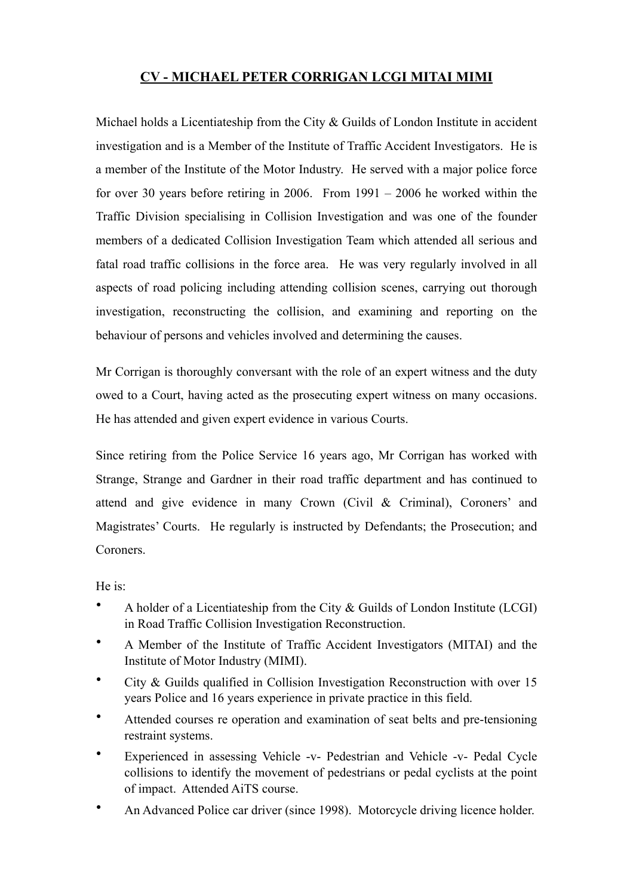# CV - MICHAEL PETER CORRIGAN LCGI MITAI MIMI

Michael holds a Licentiateship from the City & Guilds of London Institute in accident investigation and is a Member of the Institute of Traffic Accident Investigators. He is a member of the Institute of the Motor Industry. He served with a major police force for over 30 years before retiring in 2006. From 1991 – 2006 he worked within the Traffic Division specialising in Collision Investigation and was one of the founder members of a dedicated Collision Investigation Team which attended all serious and fatal road traffic collisions in the force area. He was very regularly involved in all aspects of road policing including attending collision scenes, carrying out thorough investigation, reconstructing the collision, and examining and reporting on the behaviour of persons and vehicles involved and determining the causes.

Mr Corrigan is thoroughly conversant with the role of an expert witness and the duty owed to a Court, having acted as the prosecuting expert witness on many occasions. He has attended and given expert evidence in various Courts.

Since retiring from the Police Service 16 years ago, Mr Corrigan has worked with Strange, Strange and Gardner in their road traffic department and has continued to attend and give evidence in many Crown (Civil & Criminal), Coroners' and Magistrates' Courts. He regularly is instructed by Defendants; the Prosecution; and Coroners.

He is:

- A holder of a Licentiateship from the City & Guilds of London Institute (LCGI) in Road Traffic Collision Investigation Reconstruction.
- A Member of the Institute of Traffic Accident Investigators (MITAI) and the Institute of Motor Industry (MIMI).
- City & Guilds qualified in Collision Investigation Reconstruction with over 15 years Police and 16 years experience in private practice in this field.
- Attended courses re operation and examination of seat belts and pre-tensioning restraint systems.
- Experienced in assessing Vehicle -v- Pedestrian and Vehicle -v- Pedal Cycle collisions to identify the movement of pedestrians or pedal cyclists at the point of impact. Attended AiTS course.
- An Advanced Police car driver (since 1998). Motorcycle driving licence holder.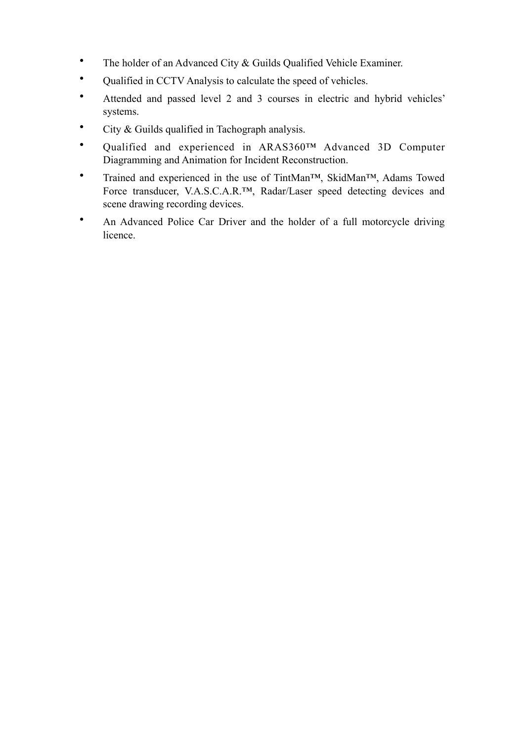- The holder of an Advanced City & Guilds Qualified Vehicle Examiner.
- Qualified in CCTV Analysis to calculate the speed of vehicles.
- Attended and passed level 2 and 3 courses in electric and hybrid vehicles' systems.
- City & Guilds qualified in Tachograph analysis.
- Qualified and experienced in ARAS360™ Advanced 3D Computer Diagramming and Animation for Incident Reconstruction.
- Trained and experienced in the use of TintMan™, SkidMan™, Adams Towed Force transducer, V.A.S.C.A.R.™, Radar/Laser speed detecting devices and scene drawing recording devices.
- An Advanced Police Car Driver and the holder of a full motorcycle driving licence.